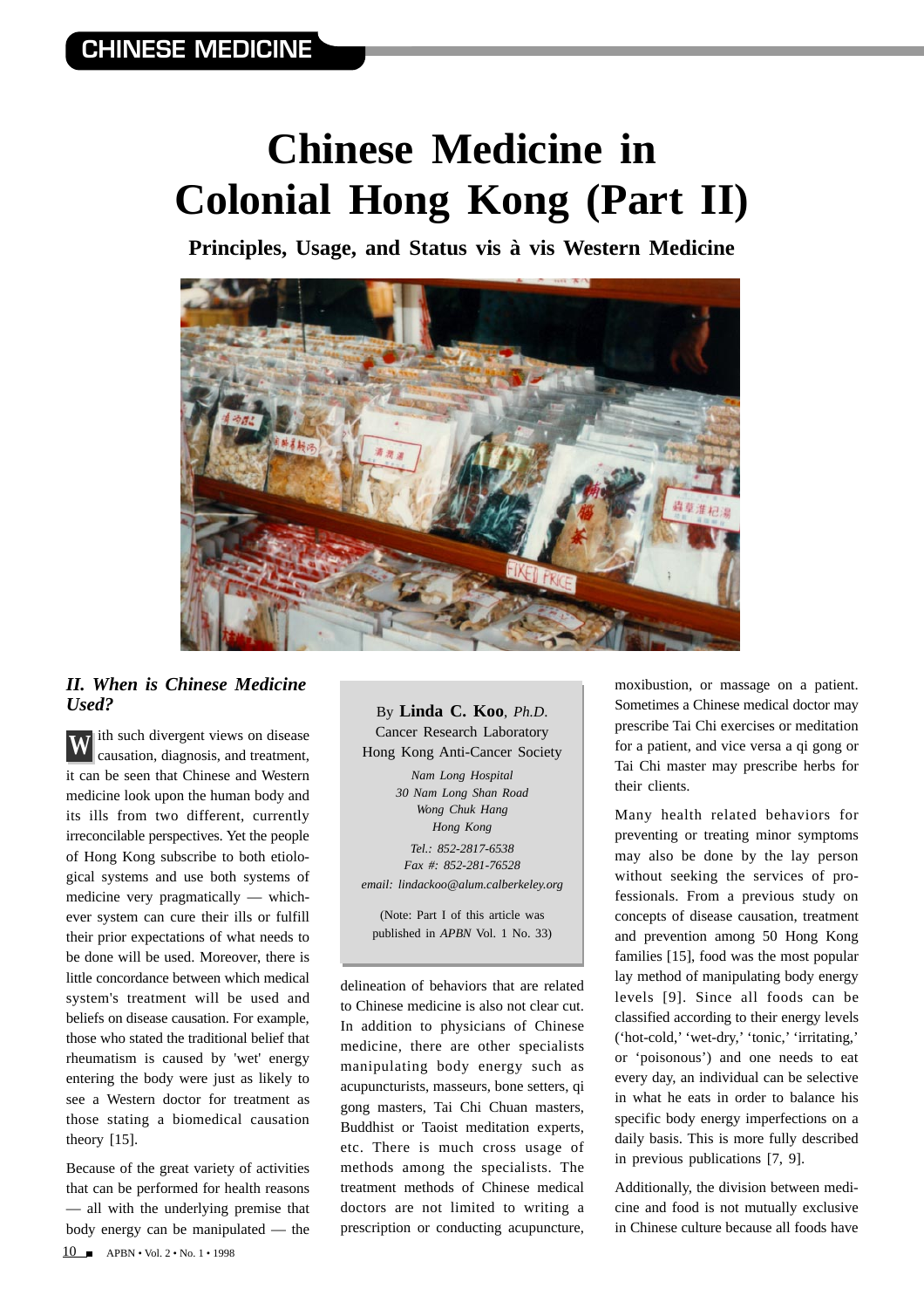# Chinese Medicine in Colonial Hong Kong (Part II)

## Principles, Usage, and Status vis à vis Western Medicine

By **Linda C. Koo**, *Ph.D.*
Cancer Research Laboratory
Hong Kong Anti-Cancer Society

*Nam Long Hospital*
*30 Nam Long Shan Road*
*Wong Chuk Hang*
*Hong Kong*

*Tel.: 852-2817-6538*
*Fax #: 852-281-76528*
*email: lindackoo@alum.calberkeley.org*

(Note: Part I of this article was published in *APBN* Vol. 1 No. 33)

### *II. When is Chinese Medicine Used?*

With such divergent views on disease causation, diagnosis, and treatment, it can be seen that Chinese and Western medicine look upon the human body and its ills from two different, currently irreconcilable perspectives. Yet the people of Hong Kong subscribe to both etiological systems and use both systems of medicine very pragmatically — whichever system can cure their ills or fulfill their prior expectations of what needs to be done will be used. Moreover, there is little concordance between which medical system's treatment will be used and beliefs on disease causation. For example, those who stated the traditional belief that rheumatism is caused by 'wet' energy entering the body were just as likely to see a Western doctor for treatment as those stating a biomedical causation theory [15].

Because of the great variety of activities that can be performed for health reasons — all with the underlying premise that body energy can be manipulated — the delineation of behaviors that are related to Chinese medicine is also not clear cut. In addition to physicians of Chinese medicine, there are other specialists manipulating body energy such as acupuncturists, masseurs, bone setters, qi gong masters, Tai Chi Chuan masters, Buddhist or Taoist meditation experts, etc. There is much cross usage of methods among the specialists. The treatment methods of Chinese medical doctors are not limited to writing a prescription or conducting acupuncture, moxibustion, or massage on a patient. Sometimes a Chinese medical doctor may prescribe Tai Chi exercises or meditation for a patient, and vice versa a qi gong or Tai Chi master may prescribe herbs for their clients.

Many health related behaviors for preventing or treating minor symptoms may also be done by the lay person without seeking the services of professionals. From a previous study on concepts of disease causation, treatment and prevention among 50 Hong Kong families [15], food was the most popular lay method of manipulating body energy levels [9]. Since all foods can be classified according to their energy levels ('hot-cold,' 'wet-dry,' 'tonic,' 'irritating,' or 'poisonous') and one needs to eat every day, an individual can be selective in what he eats in order to balance his specific body energy imperfections on a daily basis. This is more fully described in previous publications [7, 9].

Additionally, the division between medicine and food is not mutually exclusive in Chinese culture because all foods have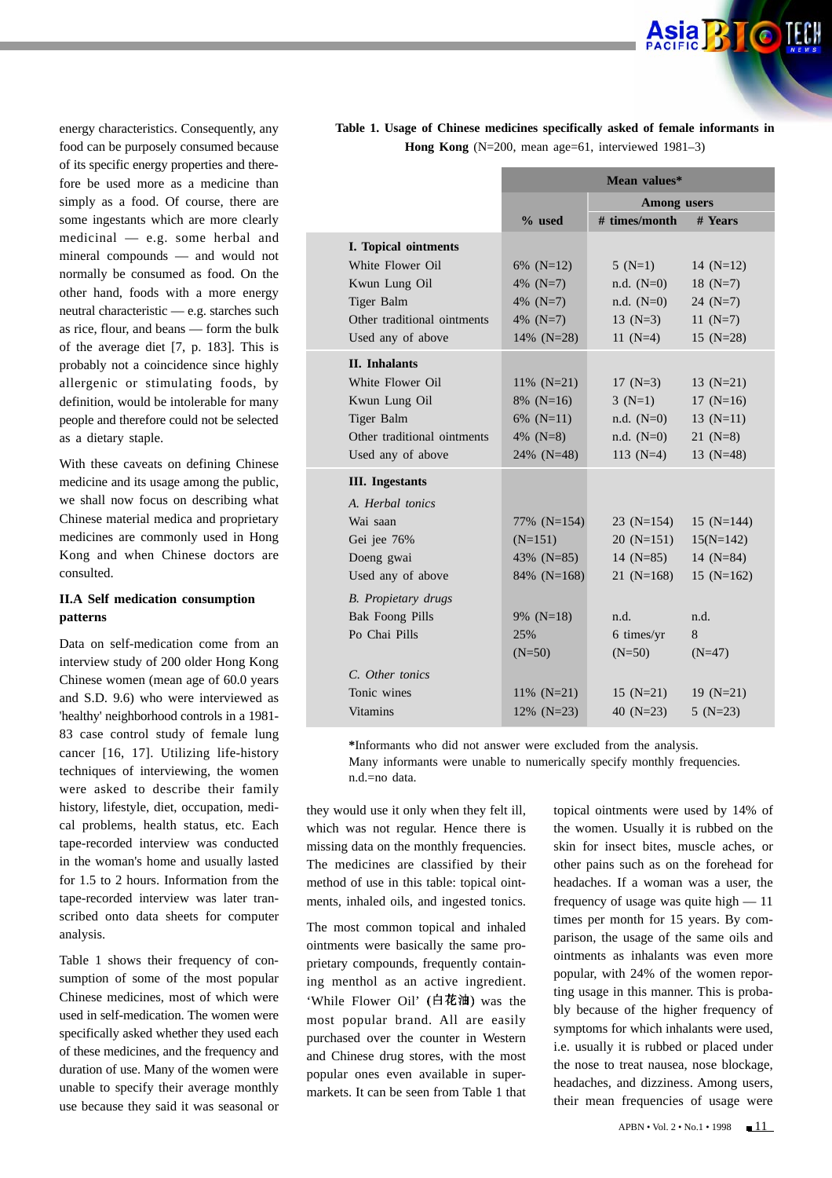energy characteristics. Consequently, any food can be purposely consumed because of its specific energy properties and therefore be used more as a medicine than simply as a food. Of course, there are some ingestants which are more clearly medicinal — e.g. some herbal and mineral compounds — and would not normally be consumed as food. On the other hand, foods with a more energy neutral characteristic — e.g. starches such as rice, flour, and beans — form the bulk of the average diet [7, p. 183]. This is probably not a coincidence since highly allergenic or stimulating foods, by definition, would be intolerable for many people and therefore could not be selected as a dietary staple.

With these caveats on defining Chinese medicine and its usage among the public, we shall now focus on describing what Chinese material medica and proprietary medicines are commonly used in Hong Kong and when Chinese doctors are consulted.

### II.A Self medication consumption patterns

Data on self-medication come from an interview study of 200 older Hong Kong Chinese women (mean age of 60.0 years and S.D. 9.6) who were interviewed as 'healthy' neighborhood controls in a 1981-83 case control study of female lung cancer [16, 17]. Utilizing life-history techniques of interviewing, the women were asked to describe their family history, lifestyle, diet, occupation, medical problems, health status, etc. Each tape-recorded interview was conducted in the woman's home and usually lasted for 1.5 to 2 hours. Information from the tape-recorded interview was later transcribed onto data sheets for computer analysis.

Table 1 shows their frequency of consumption of some of the most popular Chinese medicines, most of which were used in self-medication. The women were specifically asked whether they used each of these medicines, and the frequency and duration of use. Many of the women were unable to specify their average monthly use because they said it was seasonal or they would use it only when they felt ill, which was not regular. Hence there is missing data on the monthly frequencies. The medicines are classified by their method of use in this table: topical ointments, inhaled oils, and ingested tonics.

**Table 1. Usage of Chinese medicines specifically asked of female informants in Hong Kong** (N=200, mean age=61, interviewed 1981–3)

| | Mean values* | | |
|---|---|---|---|
| | | Among users | |
| | % used | # times/month | # Years |
| **I. Topical ointments** | | | |
| White Flower Oil | 6% (N=12) | 5 (N=1) | 14 (N=12) |
| Kwun Lung Oil | 4% (N=7) | n.d. (N=0) | 18 (N=7) |
| Tiger Balm | 4% (N=7) | n.d. (N=0) | 24 (N=7) |
| Other traditional ointments | 4% (N=7) | 13 (N=3) | 11 (N=7) |
| Used any of above | 14% (N=28) | 11 (N=4) | 15 (N=28) |
| **II. Inhalants** | | | |
| White Flower Oil | 11% (N=21) | 17 (N=3) | 13 (N=21) |
| Kwun Lung Oil | 8% (N=16) | 3 (N=1) | 17 (N=16) |
| Tiger Balm | 6% (N=11) | n.d. (N=0) | 13 (N=11) |
| Other traditional ointments | 4% (N=8) | n.d. (N=0) | 21 (N=8) |
| Used any of above | 24% (N=48) | 113 (N=4) | 13 (N=48) |
| **III. Ingestants** | | | |
| *A. Herbal tonics* | | | |
| Wai saan | 77% (N=154) | 23 (N=154) | 15 (N=144) |
| Gei jee 76% | (N=151) | 20 (N=151) | 15(N=142) |
| Doeng gwai | 43% (N=85) | 14 (N=85) | 14 (N=84) |
| Used any of above | 84% (N=168) | 21 (N=168) | 15 (N=162) |
| *B. Propietary drugs* | | | |
| Bak Foong Pills | 9% (N=18) | n.d. | n.d. |
| Po Chai Pills | 25% (N=50) | 6 times/yr (N=50) | 8 (N=47) |
| *C. Other tonics* | | | |
| Tonic wines | 11% (N=21) | 15 (N=21) | 19 (N=21) |
| Vitamins | 12% (N=23) | 40 (N=23) | 5 (N=23) |

*Informants who did not answer were excluded from the analysis.
Many informants were unable to numerically specify monthly frequencies.
n.d.=no data.

The most common topical and inhaled ointments were basically the same proprietary compounds, frequently containing menthol as an active ingredient. 'While Flower Oil' (白花油) was the most popular brand. All are easily purchased over the counter in Western and Chinese drug stores, with the most popular ones even available in supermarkets. It can be seen from Table 1 that topical ointments were used by 14% of the women. Usually it is rubbed on the skin for insect bites, muscle aches, or other pains such as on the forehead for headaches. If a woman was a user, the frequency of usage was quite high — 11 times per month for 15 years. By comparison, the usage of the same oils and ointments as inhalants was even more popular, with 24% of the women reporting usage in this manner. This is probably because of the higher frequency of symptoms for which inhalants were used, i.e. usually it is rubbed or placed under the nose to treat nausea, nose blockage, headaches, and dizziness. Among users, their mean frequencies of usage were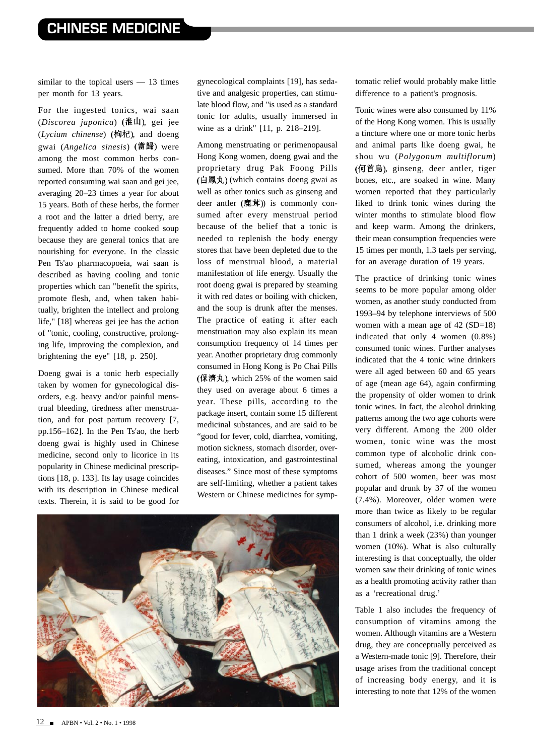similar to the topical users — 13 times per month for 13 years.

For the ingested tonics, wai saan (*Discorea japonica*) (淮山), gei jee (*Lycium chinense*) (枸杞), and doeng gwai (*Angelica sinesis*) (當歸) were among the most common herbs consumed. More than 70% of the women reported consuming wai saan and gei jee, averaging 20–23 times a year for about 15 years. Both of these herbs, the former a root and the latter a dried berry, are frequently added to home cooked soup because they are general tonics that are nourishing for everyone. In the classic Pen Ts'ao pharmacopoeia, wai saan is described as having cooling and tonic properties which can "benefit the spirits, promote flesh, and, when taken habitually, brighten the intellect and prolong life," [18] whereas gei jee has the action of "tonic, cooling, constructive, prolonging life, improving the complexion, and brightening the eye" [18, p. 250].

Doeng gwai is a tonic herb especially taken by women for gynecological disorders, e.g. heavy and/or painful menstrual bleeding, tiredness after menstruation, and for post partum recovery [7, pp.156–162]. In the Pen Ts'ao, the herb doeng gwai is highly used in Chinese medicine, second only to licorice in its popularity in Chinese medicinal prescriptions [18, p. 133]. Its lay usage coincides with its description in Chinese medical texts. Therein, it is said to be good for gynecological complaints [19], has sedative and analgesic properties, can stimulate blood flow, and "is used as a standard tonic for adults, usually immersed in wine as a drink" [11, p. 218–219].

Among menstruating or perimenopausal Hong Kong women, doeng gwai and the proprietary drug Pak Foong Pills (白鳳丸) (which contains doeng gwai as well as other tonics such as ginseng and deer antler (鹿茸)) is commonly consumed after every menstrual period because of the belief that a tonic is needed to replenish the body energy stores that have been depleted due to the loss of menstrual blood, a material manifestation of life energy. Usually the root doeng gwai is prepared by steaming it with red dates or boiling with chicken, and the soup is drunk after the menses. The practice of eating it after each menstruation may also explain its mean consumption frequency of 14 times per year. Another proprietary drug commonly consumed in Hong Kong is Po Chai Pills (保濟丸), which 25% of the women said they used on average about 6 times a year. These pills, according to the package insert, contain some 15 different medicinal substances, and are said to be "good for fever, cold, diarrhea, vomiting, motion sickness, stomach disorder, overeating, intoxication, and gastrointestinal diseases." Since most of these symptoms are self-limiting, whether a patient takes Western or Chinese medicines for symptomatic relief would probably make little difference to a patient's prognosis.

Tonic wines were also consumed by 11% of the Hong Kong women. This is usually a tincture where one or more tonic herbs and animal parts like doeng gwai, he shou wu (*Polygonum multiflorum*) (何首烏), ginseng, deer antler, tiger bones, etc., are soaked in wine. Many women reported that they particularly liked to drink tonic wines during the winter months to stimulate blood flow and keep warm. Among the drinkers, their mean consumption frequencies were 15 times per month, 1.3 taels per serving, for an average duration of 19 years.

The practice of drinking tonic wines seems to be more popular among older women, as another study conducted from 1993–94 by telephone interviews of 500 women with a mean age of 42 (SD=18) indicated that only 4 women (0.8%) consumed tonic wines. Further analyses indicated that the 4 tonic wine drinkers were all aged between 60 and 65 years of age (mean age 64), again confirming the propensity of older women to drink tonic wines. In fact, the alcohol drinking patterns among the two age cohorts were very different. Among the 200 older women, tonic wine was the most common type of alcoholic drink consumed, whereas among the younger cohort of 500 women, beer was most popular and drunk by 37 of the women (7.4%). Moreover, older women were more than twice as likely to be regular consumers of alcohol, i.e. drinking more than 1 drink a week (23%) than younger women (10%). What is also culturally interesting is that conceptually, the older women saw their drinking of tonic wines as a health promoting activity rather than as a 'recreational drug.'

Table 1 also includes the frequency of consumption of vitamins among the women. Although vitamins are a Western drug, they are conceptually perceived as a Western-made tonic [9]. Therefore, their usage arises from the traditional concept of increasing body energy, and it is interesting to note that 12% of the women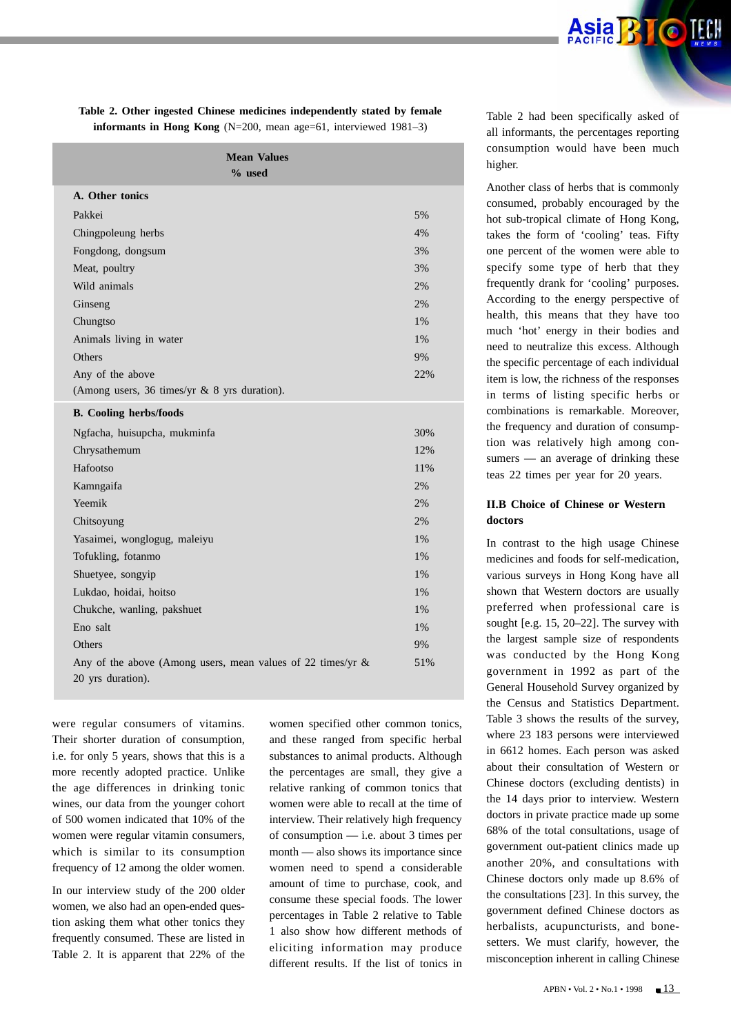**Table 2. Other ingested Chinese medicines independently stated by female informants in Hong Kong** (N=200, mean age=61, interviewed 1981–3)

| | Mean Values % used |
|---|---|
| **A. Other tonics** | |
| Pakkei | 5% |
| Chingpoleung herbs | 4% |
| Fongdong, dongsum | 3% |
| Meat, poultry | 3% |
| Wild animals | 2% |
| Ginseng | 2% |
| Chungtso | 1% |
| Animals living in water | 1% |
| Others | 9% |
| Any of the above | 22% |
| (Among users, 36 times/yr & 8 yrs duration). | |
| **B. Cooling herbs/foods** | |
| Ngfacha, huisupcha, mukminfa | 30% |
| Chrysathemum | 12% |
| Hafootso | 11% |
| Kamngaifa | 2% |
| Yeemik | 2% |
| Chitsoyung | 2% |
| Yasaimei, wonglogug, maleiyu | 1% |
| Tofukling, fotanmo | 1% |
| Shuetyee, songyip | 1% |
| Lukdao, hoidai, hoitso | 1% |
| Chukche, wanling, pakshuet | 1% |
| Eno salt | 1% |
| Others | 9% |
| Any of the above (Among users, mean values of 22 times/yr & 20 yrs duration). | 51% |

were regular consumers of vitamins. Their shorter duration of consumption, i.e. for only 5 years, shows that this is a more recently adopted practice. Unlike the age differences in drinking tonic wines, our data from the younger cohort of 500 women indicated that 10% of the women were regular vitamin consumers, which is similar to its consumption frequency of 12 among the older women.

In our interview study of the 200 older women, we also had an open-ended question asking them what other tonics they frequently consumed. These are listed in Table 2. It is apparent that 22% of the women specified other common tonics, and these ranged from specific herbal substances to animal products. Although the percentages are small, they give a relative ranking of common tonics that women were able to recall at the time of interview. Their relatively high frequency of consumption — i.e. about 3 times per month — also shows its importance since women need to spend a considerable amount of time to purchase, cook, and consume these special foods. The lower percentages in Table 2 relative to Table 1 also show how different methods of eliciting information may produce different results. If the list of tonics in Table 2 had been specifically asked of all informants, the percentages reporting consumption would have been much higher.

Another class of herbs that is commonly consumed, probably encouraged by the hot sub-tropical climate of Hong Kong, takes the form of 'cooling' teas. Fifty one percent of the women were able to specify some type of herb that they frequently drank for 'cooling' purposes. According to the energy perspective of health, this means that they have too much 'hot' energy in their bodies and need to neutralize this excess. Although the specific percentage of each individual item is low, the richness of the responses in terms of listing specific herbs or combinations is remarkable. Moreover, the frequency and duration of consumption was relatively high among consumers — an average of drinking these teas 22 times per year for 20 years.

### II.B Choice of Chinese or Western doctors

In contrast to the high usage Chinese medicines and foods for self-medication, various surveys in Hong Kong have all shown that Western doctors are usually preferred when professional care is sought [e.g. 15, 20–22]. The survey with the largest sample size of respondents was conducted by the Hong Kong government in 1992 as part of the General Household Survey organized by the Census and Statistics Department. Table 3 shows the results of the survey, where 23 183 persons were interviewed in 6612 homes. Each person was asked about their consultation of Western or Chinese doctors (excluding dentists) in the 14 days prior to interview. Western doctors in private practice made up some 68% of the total consultations, usage of government out-patient clinics made up another 20%, and consultations with Chinese doctors only made up 8.6% of the consultations [23]. In this survey, the government defined Chinese doctors as herbalists, acupuncturists, and bone-setters. We must clarify, however, the misconception inherent in calling Chinese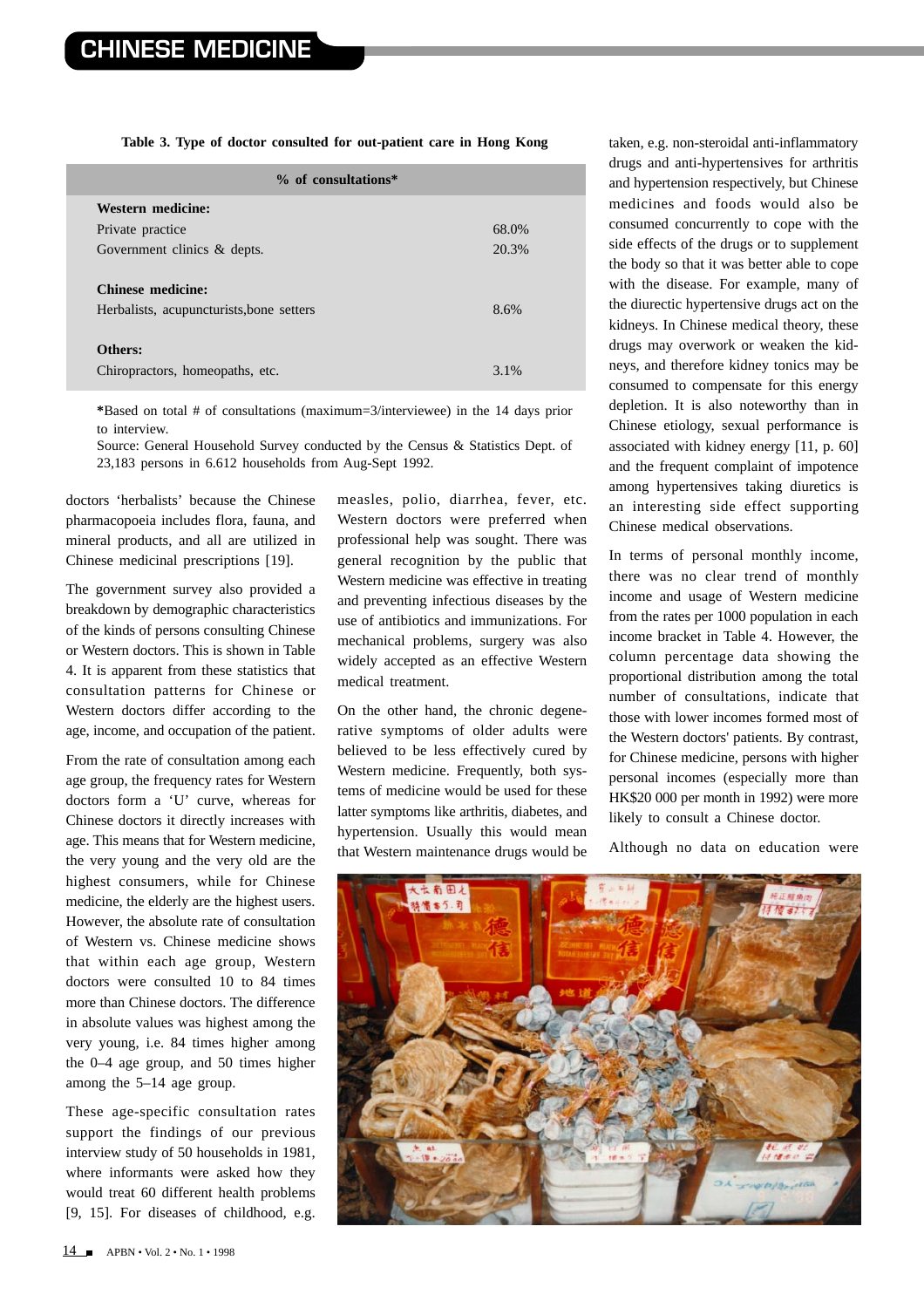Table 3. Type of doctor consulted for out-patient care in Hong Kong

| | % of consultations* |
|---|---|
| **Western medicine:** | |
| Private practice | 68.0% |
| Government clinics & depts. | 20.3% |
| **Chinese medicine:** | |
| Herbalists, acupuncturists,bone setters | 8.6% |
| **Others:** | |
| Chiropractors, homeopaths, etc. | 3.1% |

*Based on total # of consultations (maximum=3/interviewee) in the 14 days prior to interview.
Source: General Household Survey conducted by the Census & Statistics Dept. of 23,183 persons in 6.612 households from Aug-Sept 1992.

doctors 'herbalists' because the Chinese pharmacopoeia includes flora, fauna, and mineral products, and all are utilized in Chinese medicinal prescriptions [19].

The government survey also provided a breakdown by demographic characteristics of the kinds of persons consulting Chinese or Western doctors. This is shown in Table 4. It is apparent from these statistics that consultation patterns for Chinese or Western doctors differ according to the age, income, and occupation of the patient.

From the rate of consultation among each age group, the frequency rates for Western doctors form a 'U' curve, whereas for Chinese doctors it directly increases with age. This means that for Western medicine, the very young and the very old are the highest consumers, while for Chinese medicine, the elderly are the highest users. However, the absolute rate of consultation of Western vs. Chinese medicine shows that within each age group, Western doctors were consulted 10 to 84 times more than Chinese doctors. The difference in absolute values was highest among the very young, i.e. 84 times higher among the 0–4 age group, and 50 times higher among the 5–14 age group.

These age-specific consultation rates support the findings of our previous interview study of 50 households in 1981, where informants were asked how they would treat 60 different health problems [9, 15]. For diseases of childhood, e.g. measles, polio, diarrhea, fever, etc. Western doctors were preferred when professional help was sought. There was general recognition by the public that Western medicine was effective in treating and preventing infectious diseases by the use of antibiotics and immunizations. For mechanical problems, surgery was also widely accepted as an effective Western medical treatment.

On the other hand, the chronic degenerative symptoms of older adults were believed to be less effectively cured by Western medicine. Frequently, both systems of medicine would be used for these latter symptoms like arthritis, diabetes, and hypertension. Usually this would mean that Western maintenance drugs would be taken, e.g. non-steroidal anti-inflammatory drugs and anti-hypertensives for arthritis and hypertension respectively, but Chinese medicines and foods would also be consumed concurrently to cope with the side effects of the drugs or to supplement the body so that it was better able to cope with the disease. For example, many of the diurectic hypertensive drugs act on the kidneys. In Chinese medical theory, these drugs may overwork or weaken the kidneys, and therefore kidney tonics may be consumed to compensate for this energy depletion. It is also noteworthy than in Chinese etiology, sexual performance is associated with kidney energy [11, p. 60] and the frequent complaint of impotence among hypertensives taking diuretics is an interesting side effect supporting Chinese medical observations.

In terms of personal monthly income, there was no clear trend of monthly income and usage of Western medicine from the rates per 1000 population in each income bracket in Table 4. However, the column percentage data showing the proportional distribution among the total number of consultations, indicate that those with lower incomes formed most of the Western doctors' patients. By contrast, for Chinese medicine, persons with higher personal incomes (especially more than HK$20 000 per month in 1992) were more likely to consult a Chinese doctor.

Although no data on education were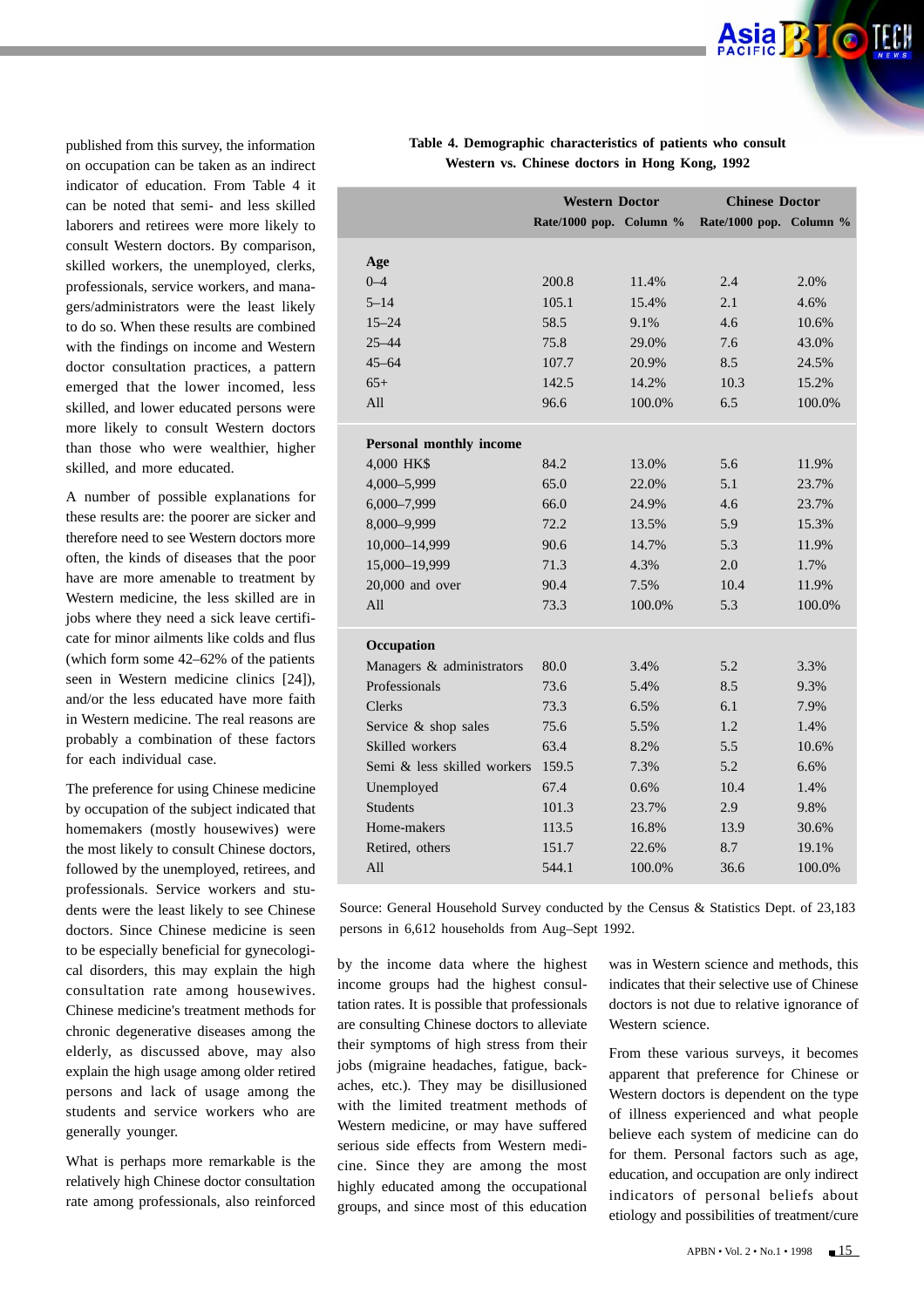published from this survey, the information on occupation can be taken as an indirect indicator of education. From Table 4 it can be noted that semi- and less skilled laborers and retirees were more likely to consult Western doctors. By comparison, skilled workers, the unemployed, clerks, professionals, service workers, and managers/administrators were the least likely to do so. When these results are combined with the findings on income and Western doctor consultation practices, a pattern emerged that the lower incomed, less skilled, and lower educated persons were more likely to consult Western doctors than those who were wealthier, higher skilled, and more educated.

A number of possible explanations for these results are: the poorer are sicker and therefore need to see Western doctors more often, the kinds of diseases that the poor have are more amenable to treatment by Western medicine, the less skilled are in jobs where they need a sick leave certificate for minor ailments like colds and flus (which form some 42–62% of the patients seen in Western medicine clinics [24]), and/or the less educated have more faith in Western medicine. The real reasons are probably a combination of these factors for each individual case.

The preference for using Chinese medicine by occupation of the subject indicated that homemakers (mostly housewives) were the most likely to consult Chinese doctors, followed by the unemployed, retirees, and professionals. Service workers and students were the least likely to see Chinese doctors. Since Chinese medicine is seen to be especially beneficial for gynecological disorders, this may explain the high consultation rate among housewives. Chinese medicine's treatment methods for chronic degenerative diseases among the elderly, as discussed above, may also explain the high usage among older retired persons and lack of usage among the students and service workers who are generally younger.

What is perhaps more remarkable is the relatively high Chinese doctor consultation rate among professionals, also reinforced by the income data where the highest income groups had the highest consultation rates. It is possible that professionals are consulting Chinese doctors to alleviate their symptoms of high stress from their jobs (migraine headaches, fatigue, backaches, etc.). They may be disillusioned with the limited treatment methods of Western medicine, or may have suffered serious side effects from Western medicine. Since they are among the most highly educated among the occupational groups, and since most of this education was in Western science and methods, this indicates that their selective use of Chinese doctors is not due to relative ignorance of Western science.

From these various surveys, it becomes apparent that preference for Chinese or Western doctors is dependent on the type of illness experienced and what people believe each system of medicine can do for them. Personal factors such as age, education, and occupation are only indirect indicators of personal beliefs about etiology and possibilities of treatment/cure

**Table 4. Demographic characteristics of patients who consult Western vs. Chinese doctors in Hong Kong, 1992**

| | Western Doctor | | Chinese Doctor | |
|---|---|---|---|---|
| | Rate/1000 pop. | Column % | Rate/1000 pop. | Column % |
| **Age** | | | | |
| 0–4 | 200.8 | 11.4% | 2.4 | 2.0% |
| 5–14 | 105.1 | 15.4% | 2.1 | 4.6% |
| 15–24 | 58.5 | 9.1% | 4.6 | 10.6% |
| 25–44 | 75.8 | 29.0% | 7.6 | 43.0% |
| 45–64 | 107.7 | 20.9% | 8.5 | 24.5% |
| 65+ | 142.5 | 14.2% | 10.3 | 15.2% |
| All | 96.6 | 100.0% | 6.5 | 100.0% |
| **Personal monthly income** | | | | |
| 4,000 HK$ | 84.2 | 13.0% | 5.6 | 11.9% |
| 4,000–5,999 | 65.0 | 22.0% | 5.1 | 23.7% |
| 6,000–7,999 | 66.0 | 24.9% | 4.6 | 23.7% |
| 8,000–9,999 | 72.2 | 13.5% | 5.9 | 15.3% |
| 10,000–14,999 | 90.6 | 14.7% | 5.3 | 11.9% |
| 15,000–19,999 | 71.3 | 4.3% | 2.0 | 1.7% |
| 20,000 and over | 90.4 | 7.5% | 10.4 | 11.9% |
| All | 73.3 | 100.0% | 5.3 | 100.0% |
| **Occupation** | | | | |
| Managers & administrators | 80.0 | 3.4% | 5.2 | 3.3% |
| Professionals | 73.6 | 5.4% | 8.5 | 9.3% |
| Clerks | 73.3 | 6.5% | 6.1 | 7.9% |
| Service & shop sales | 75.6 | 5.5% | 1.2 | 1.4% |
| Skilled workers | 63.4 | 8.2% | 5.5 | 10.6% |
| Semi & less skilled workers | 159.5 | 7.3% | 5.2 | 6.6% |
| Unemployed | 67.4 | 0.6% | 10.4 | 1.4% |
| Students | 101.3 | 23.7% | 2.9 | 9.8% |
| Home-makers | 113.5 | 16.8% | 13.9 | 30.6% |
| Retired, others | 151.7 | 22.6% | 8.7 | 19.1% |
| All | 544.1 | 100.0% | 36.6 | 100.0% |

Source: General Household Survey conducted by the Census & Statistics Dept. of 23,183 persons in 6,612 households from Aug–Sept 1992.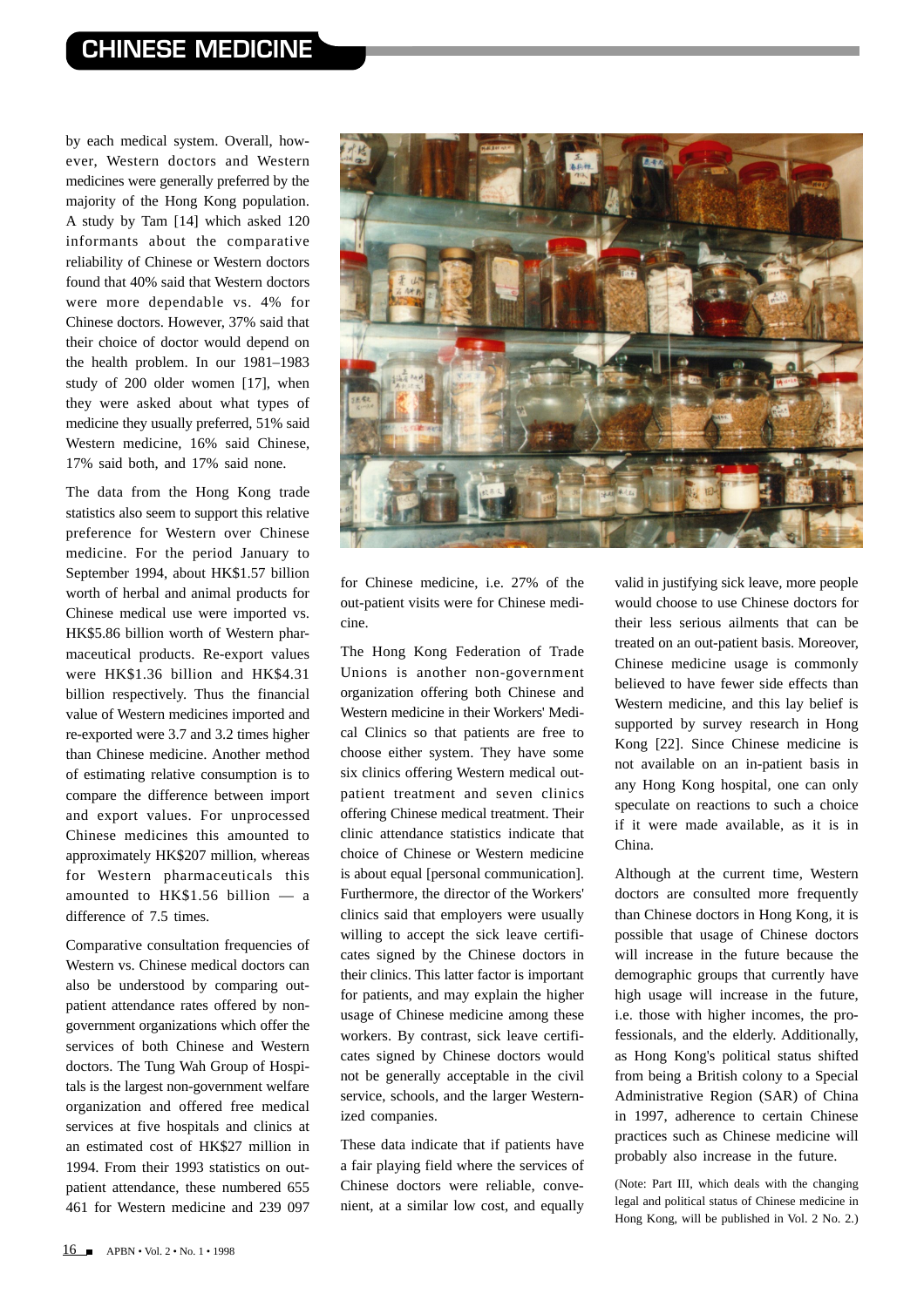by each medical system. Overall, however, Western doctors and Western medicines were generally preferred by the majority of the Hong Kong population. A study by Tam [14] which asked 120 informants about the comparative reliability of Chinese or Western doctors found that 40% said that Western doctors were more dependable vs. 4% for Chinese doctors. However, 37% said that their choice of doctor would depend on the health problem. In our 1981–1983 study of 200 older women [17], when they were asked about what types of medicine they usually preferred, 51% said Western medicine, 16% said Chinese, 17% said both, and 17% said none.

The data from the Hong Kong trade statistics also seem to support this relative preference for Western over Chinese medicine. For the period January to September 1994, about HK$1.57 billion worth of herbal and animal products for Chinese medical use were imported vs. HK$5.86 billion worth of Western pharmaceutical products. Re-export values were HK$1.36 billion and HK$4.31 billion respectively. Thus the financial value of Western medicines imported and re-exported were 3.7 and 3.2 times higher than Chinese medicine. Another method of estimating relative consumption is to compare the difference between import and export values. For unprocessed Chinese medicines this amounted to approximately HK$207 million, whereas for Western pharmaceuticals this amounted to HK$1.56 billion — a difference of 7.5 times.

Comparative consultation frequencies of Western vs. Chinese medical doctors can also be understood by comparing out-patient attendance rates offered by non-government organizations which offer the services of both Chinese and Western doctors. The Tung Wah Group of Hospitals is the largest non-government welfare organization and offered free medical services at five hospitals and clinics at an estimated cost of HK$27 million in 1994. From their 1993 statistics on out-patient attendance, these numbered 655 461 for Western medicine and 239 097 for Chinese medicine, i.e. 27% of the out-patient visits were for Chinese medicine.

The Hong Kong Federation of Trade Unions is another non-government organization offering both Chinese and Western medicine in their Workers' Medical Clinics so that patients are free to choose either system. They have some six clinics offering Western medical out-patient treatment and seven clinics offering Chinese medical treatment. Their clinic attendance statistics indicate that choice of Chinese or Western medicine is about equal [personal communication]. Furthermore, the director of the Workers' clinics said that employers were usually willing to accept the sick leave certificates signed by the Chinese doctors in their clinics. This latter factor is important for patients, and may explain the higher usage of Chinese medicine among these workers. By contrast, sick leave certificates signed by Chinese doctors would not be generally acceptable in the civil service, schools, and the larger Westernized companies.

These data indicate that if patients have a fair playing field where the services of Chinese doctors were reliable, convenient, at a similar low cost, and equally valid in justifying sick leave, more people would choose to use Chinese doctors for their less serious ailments that can be treated on an out-patient basis. Moreover, Chinese medicine usage is commonly believed to have fewer side effects than Western medicine, and this lay belief is supported by survey research in Hong Kong [22]. Since Chinese medicine is not available on an in-patient basis in any Hong Kong hospital, one can only speculate on reactions to such a choice if it were made available, as it is in China.

Although at the current time, Western doctors are consulted more frequently than Chinese doctors in Hong Kong, it is possible that usage of Chinese doctors will increase in the future because the demographic groups that currently have high usage will increase in the future, i.e. those with higher incomes, the professionals, and the elderly. Additionally, as Hong Kong's political status shifted from being a British colony to a Special Administrative Region (SAR) of China in 1997, adherence to certain Chinese practices such as Chinese medicine will probably also increase in the future.

(Note: Part III, which deals with the changing legal and political status of Chinese medicine in Hong Kong, will be published in Vol. 2 No. 2.)